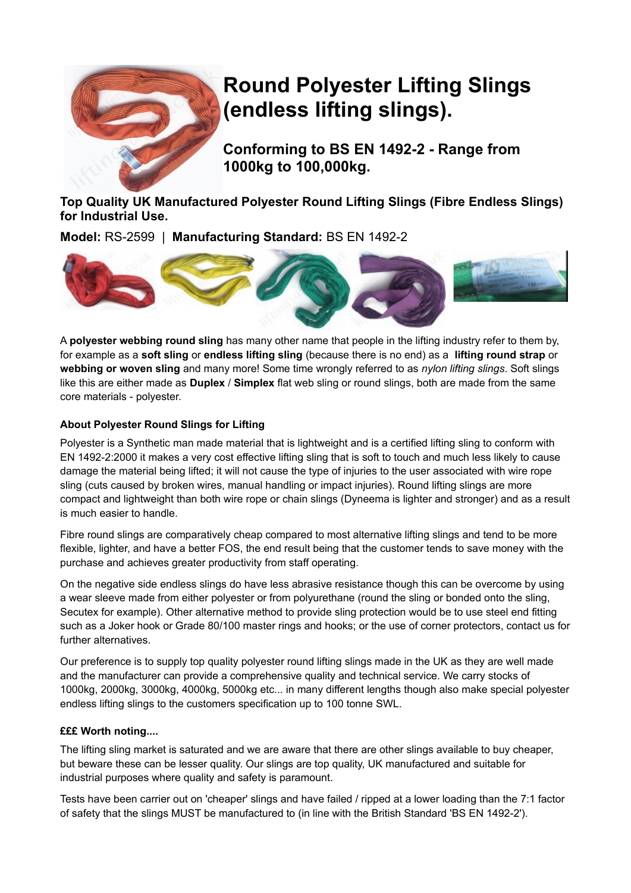# Round Polyester Lifting Slings (endless lifting slings).

## Conforming to BS EN 1492-2 - Range from 1000kg to 100,000kg.

### Top Quality UK Manufactured Polyester Round Lifting Slings (Fibre Endless Slings) for Industrial Use.

**Model:** RS-2599 | **Manufacturing Standard:** BS EN 1492-2

A **polyester webbing round sling** has many other name that people in the lifting industry refer to them by, for example as a **soft sling** or **endless lifting sling** (because there is no end) as a **lifting round strap** or **webbing or woven sling** and many more! Some time wrongly referred to as *nylon lifting slings*. Soft slings like this are either made as **Duplex** / **Simplex** flat web sling or round slings, both are made from the same core materials - polyester.

#### About Polyester Round Slings for Lifting

Polyester is a Synthetic man made material that is lightweight and is a certified lifting sling to conform with EN 1492-2:2000 it makes a very cost effective lifting sling that is soft to touch and much less likely to cause damage the material being lifted; it will not cause the type of injuries to the user associated with wire rope sling (cuts caused by broken wires, manual handling or impact injuries). Round lifting slings are more compact and lightweight than both wire rope or chain slings (Dyneema is lighter and stronger) and as a result is much easier to handle.

Fibre round slings are comparatively cheap compared to most alternative lifting slings and tend to be more flexible, lighter, and have a better FOS, the end result being that the customer tends to save money with the purchase and achieves greater productivity from staff operating.

On the negative side endless slings do have less abrasive resistance though this can be overcome by using a wear sleeve made from either polyester or from polyurethane (round the sling or bonded onto the sling, Secutex for example). Other alternative method to provide sling protection would be to use steel end fitting such as a Joker hook or Grade 80/100 master rings and hooks; or the use of corner protectors, contact us for further alternatives.

Our preference is to supply top quality polyester round lifting slings made in the UK as they are well made and the manufacturer can provide a comprehensive quality and technical service. We carry stocks of 1000kg, 2000kg, 3000kg, 4000kg, 5000kg etc... in many different lengths though also make special polyester endless lifting slings to the customers specification up to 100 tonne SWL.

#### £££ Worth noting....

The lifting sling market is saturated and we are aware that there are other slings available to buy cheaper, but beware these can be lesser quality. Our slings are top quality, UK manufactured and suitable for industrial purposes where quality and safety is paramount.

Tests have been carrier out on 'cheaper' slings and have failed / ripped at a lower loading than the 7:1 factor of safety that the slings MUST be manufactured to (in line with the British Standard 'BS EN 1492-2').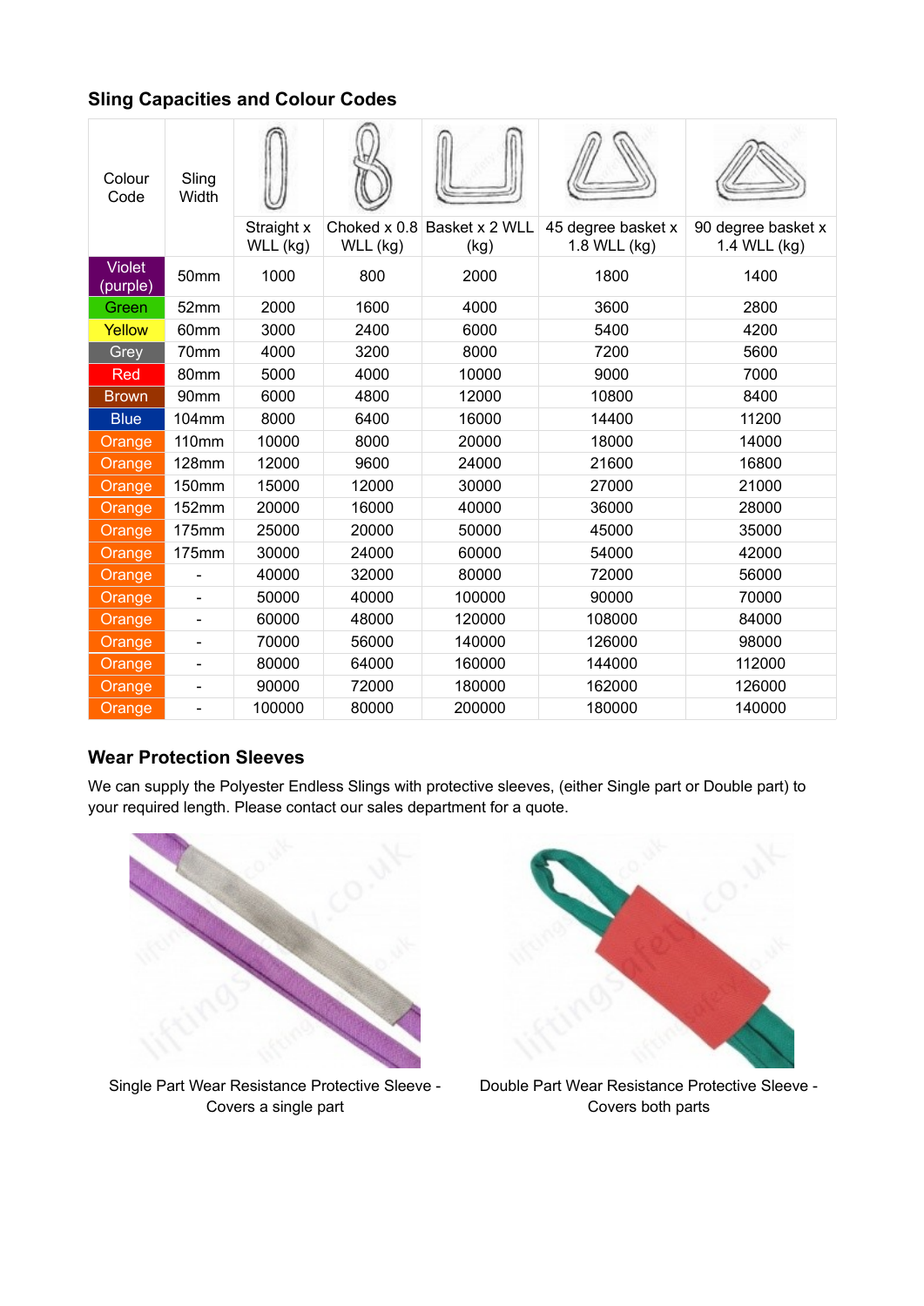## Sling Capacities and Colour Codes

| Colour Code | Sling Width | Straight x WLL (kg) | Choked x 0.8 WLL (kg) | Basket x 2 WLL (kg) | 45 degree basket x 1.8 WLL (kg) | 90 degree basket x 1.4 WLL (kg) |
|---|---|---|---|---|---|---|
| Violet (purple) | 50mm | 1000 | 800 | 2000 | 1800 | 1400 |
| Green | 52mm | 2000 | 1600 | 4000 | 3600 | 2800 |
| Yellow | 60mm | 3000 | 2400 | 6000 | 5400 | 4200 |
| Grey | 70mm | 4000 | 3200 | 8000 | 7200 | 5600 |
| Red | 80mm | 5000 | 4000 | 10000 | 9000 | 7000 |
| Brown | 90mm | 6000 | 4800 | 12000 | 10800 | 8400 |
| Blue | 104mm | 8000 | 6400 | 16000 | 14400 | 11200 |
| Orange | 110mm | 10000 | 8000 | 20000 | 18000 | 14000 |
| Orange | 128mm | 12000 | 9600 | 24000 | 21600 | 16800 |
| Orange | 150mm | 15000 | 12000 | 30000 | 27000 | 21000 |
| Orange | 152mm | 20000 | 16000 | 40000 | 36000 | 28000 |
| Orange | 175mm | 25000 | 20000 | 50000 | 45000 | 35000 |
| Orange | 175mm | 30000 | 24000 | 60000 | 54000 | 42000 |
| Orange | - | 40000 | 32000 | 80000 | 72000 | 56000 |
| Orange | - | 50000 | 40000 | 100000 | 90000 | 70000 |
| Orange | - | 60000 | 48000 | 120000 | 108000 | 84000 |
| Orange | - | 70000 | 56000 | 140000 | 126000 | 98000 |
| Orange | - | 80000 | 64000 | 160000 | 144000 | 112000 |
| Orange | - | 90000 | 72000 | 180000 | 162000 | 126000 |
| Orange | - | 100000 | 80000 | 200000 | 180000 | 140000 |

## Wear Protection Sleeves

We can supply the Polyester Endless Slings with protective sleeves, (either Single part or Double part) to your required length. Please contact our sales department for a quote.

Single Part Wear Resistance Protective Sleeve - Covers a single part

Double Part Wear Resistance Protective Sleeve - Covers both parts